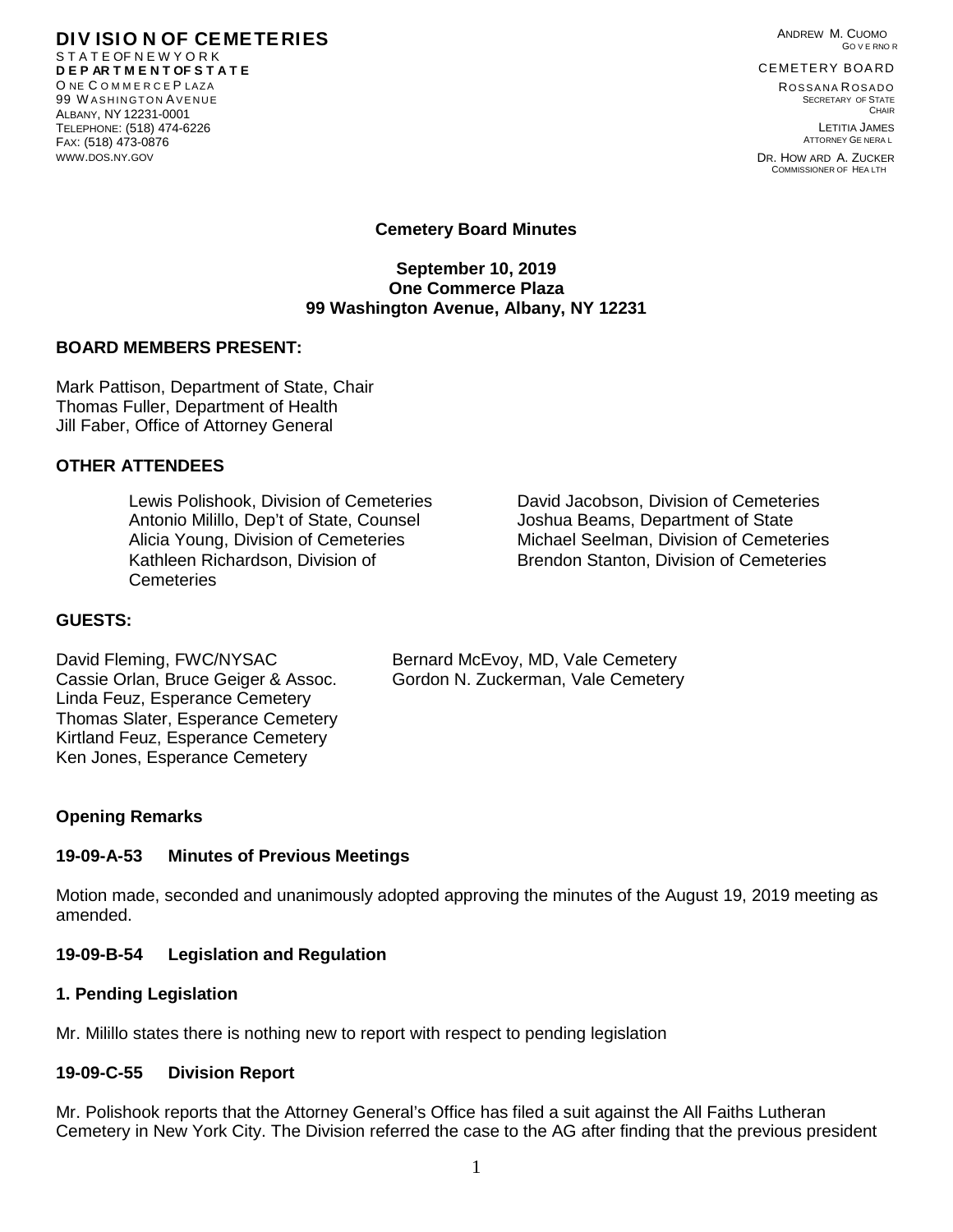**DIVISION OF CEMETERIES**
STATE OF NEW YORK
**DEPARTMENT OF STATE**
ONE COMMERCE PLAZA
99 WASHINGTON AVENUE
ALBANY, NY 12231-0001
TELEPHONE: (518) 474-6226
FAX: (518) 473-0876
WWW.DOS.NY.GOV

ANDREW M. CUOMO
GOVERNOR

CEMETERY BOARD

ROSSANA ROSADO
SECRETARY OF STATE
CHAIR

LETITIA JAMES
ATTORNEY GENERAL

DR. HOWARD A. ZUCKER
COMMISSIONER OF HEALTH

## Cemetery Board Minutes

**September 10, 2019**
**One Commerce Plaza**
**99 Washington Avenue, Albany, NY 12231**

### BOARD MEMBERS PRESENT:

Mark Pattison, Department of State, Chair
Thomas Fuller, Department of Health
Jill Faber, Office of Attorney General

### OTHER ATTENDEES

Lewis Polishook, Division of Cemeteries
Antonio Milillo, Dep't of State, Counsel
Alicia Young, Division of Cemeteries
Kathleen Richardson, Division of Cemeteries
David Jacobson, Division of Cemeteries
Joshua Beams, Department of State
Michael Seelman, Division of Cemeteries
Brendon Stanton, Division of Cemeteries

### GUESTS:

David Fleming, FWC/NYSAC
Cassie Orlan, Bruce Geiger & Assoc.
Linda Feuz, Esperance Cemetery
Thomas Slater, Esperance Cemetery
Kirtland Feuz, Esperance Cemetery
Ken Jones, Esperance Cemetery
Bernard McEvoy, MD, Vale Cemetery
Gordon N. Zuckerman, Vale Cemetery

### Opening Remarks

### 19-09-A-53 Minutes of Previous Meetings

Motion made, seconded and unanimously adopted approving the minutes of the August 19, 2019 meeting as amended.

### 19-09-B-54 Legislation and Regulation

### 1. Pending Legislation

Mr. Milillo states there is nothing new to report with respect to pending legislation

### 19-09-C-55 Division Report

Mr. Polishook reports that the Attorney General's Office has filed a suit against the All Faiths Lutheran Cemetery in New York City. The Division referred the case to the AG after finding that the previous president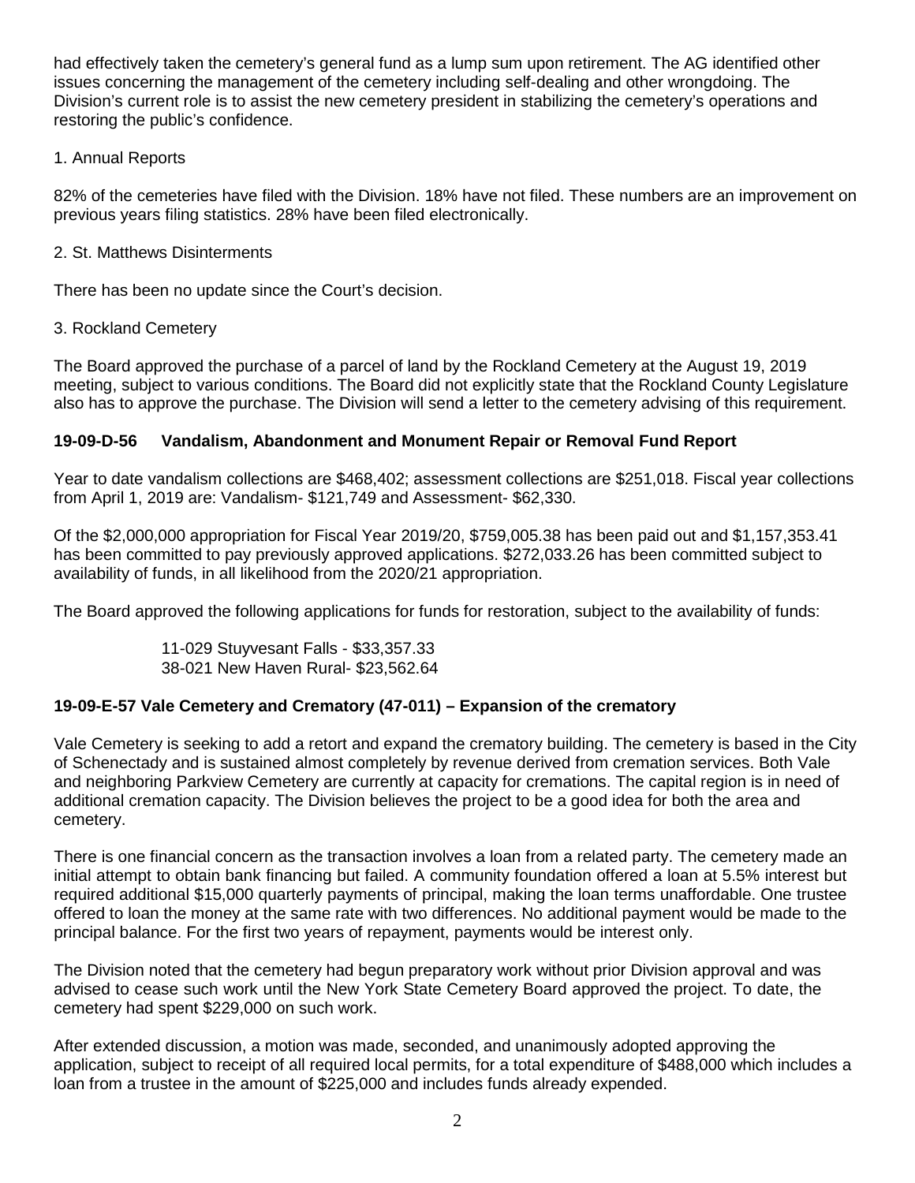had effectively taken the cemetery's general fund as a lump sum upon retirement. The AG identified other issues concerning the management of the cemetery including self-dealing and other wrongdoing. The Division's current role is to assist the new cemetery president in stabilizing the cemetery's operations and restoring the public's confidence.

1. Annual Reports

82% of the cemeteries have filed with the Division. 18% have not filed. These numbers are an improvement on previous years filing statistics. 28% have been filed electronically.

2. St. Matthews Disinterments

There has been no update since the Court's decision.

3. Rockland Cemetery

The Board approved the purchase of a parcel of land by the Rockland Cemetery at the August 19, 2019 meeting, subject to various conditions. The Board did not explicitly state that the Rockland County Legislature also has to approve the purchase. The Division will send a letter to the cemetery advising of this requirement.

**19-09-D-56 Vandalism, Abandonment and Monument Repair or Removal Fund Report**

Year to date vandalism collections are $468,402; assessment collections are $251,018. Fiscal year collections from April 1, 2019 are: Vandalism- $121,749 and Assessment- $62,330.

Of the $2,000,000 appropriation for Fiscal Year 2019/20, $759,005.38 has been paid out and $1,157,353.41 has been committed to pay previously approved applications. $272,033.26 has been committed subject to availability of funds, in all likelihood from the 2020/21 appropriation.

The Board approved the following applications for funds for restoration, subject to the availability of funds:

11-029 Stuyvesant Falls - $33,357.33
38-021 New Haven Rural- $23,562.64

**19-09-E-57 Vale Cemetery and Crematory (47-011) – Expansion of the crematory**

Vale Cemetery is seeking to add a retort and expand the crematory building. The cemetery is based in the City of Schenectady and is sustained almost completely by revenue derived from cremation services. Both Vale and neighboring Parkview Cemetery are currently at capacity for cremations. The capital region is in need of additional cremation capacity. The Division believes the project to be a good idea for both the area and cemetery.

There is one financial concern as the transaction involves a loan from a related party. The cemetery made an initial attempt to obtain bank financing but failed. A community foundation offered a loan at 5.5% interest but required additional $15,000 quarterly payments of principal, making the loan terms unaffordable. One trustee offered to loan the money at the same rate with two differences. No additional payment would be made to the principal balance. For the first two years of repayment, payments would be interest only.

The Division noted that the cemetery had begun preparatory work without prior Division approval and was advised to cease such work until the New York State Cemetery Board approved the project. To date, the cemetery had spent $229,000 on such work.

After extended discussion, a motion was made, seconded, and unanimously adopted approving the application, subject to receipt of all required local permits, for a total expenditure of $488,000 which includes a loan from a trustee in the amount of $225,000 and includes funds already expended.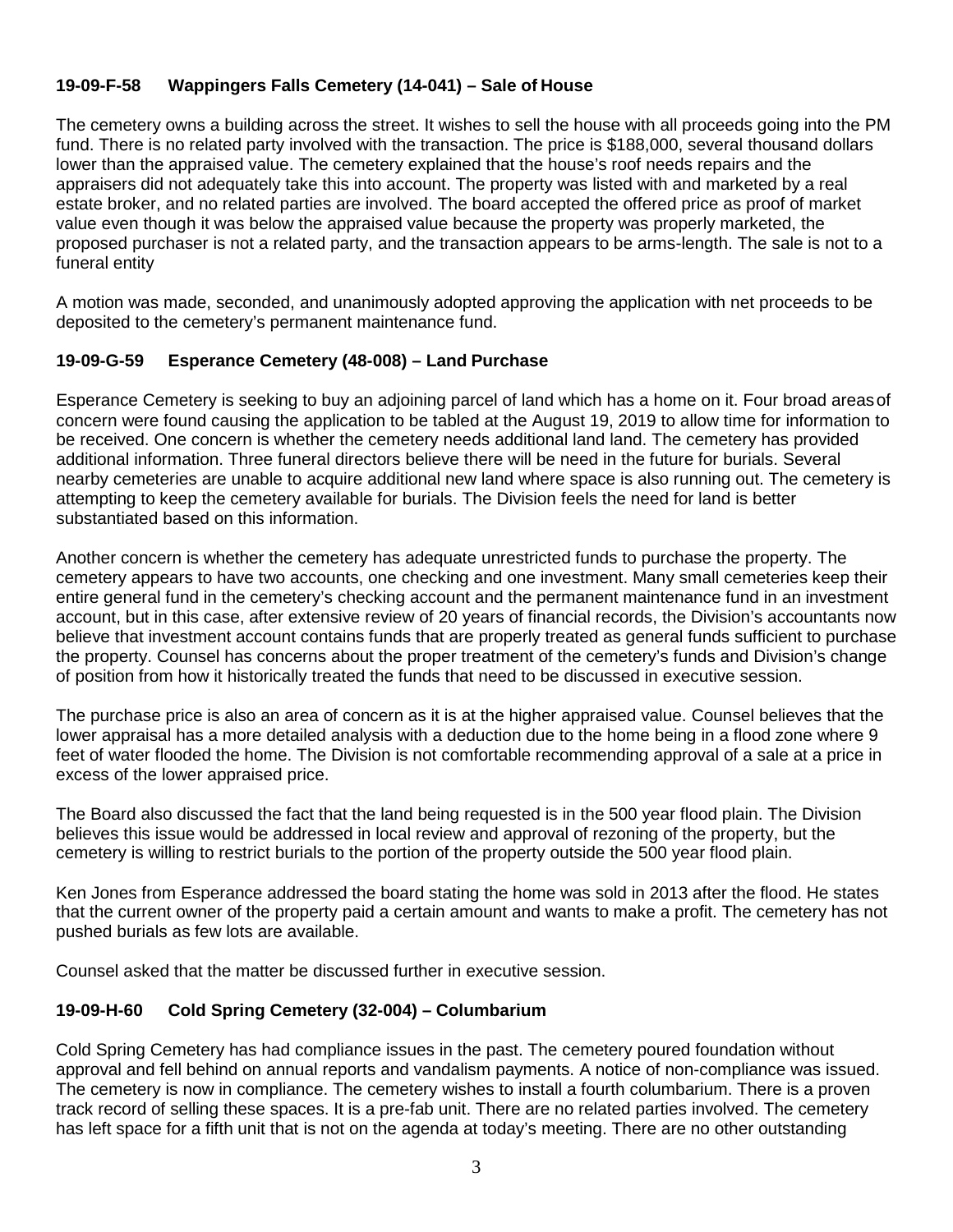### 19-09-F-58 Wappingers Falls Cemetery (14-041) – Sale of House

The cemetery owns a building across the street. It wishes to sell the house with all proceeds going into the PM fund. There is no related party involved with the transaction. The price is $188,000, several thousand dollars lower than the appraised value. The cemetery explained that the house's roof needs repairs and the appraisers did not adequately take this into account. The property was listed with and marketed by a real estate broker, and no related parties are involved. The board accepted the offered price as proof of market value even though it was below the appraised value because the property was properly marketed, the proposed purchaser is not a related party, and the transaction appears to be arms-length. The sale is not to a funeral entity

A motion was made, seconded, and unanimously adopted approving the application with net proceeds to be deposited to the cemetery's permanent maintenance fund.

### 19-09-G-59 Esperance Cemetery (48-008) – Land Purchase

Esperance Cemetery is seeking to buy an adjoining parcel of land which has a home on it. Four broad areas of concern were found causing the application to be tabled at the August 19, 2019 to allow time for information to be received. One concern is whether the cemetery needs additional land land. The cemetery has provided additional information. Three funeral directors believe there will be need in the future for burials. Several nearby cemeteries are unable to acquire additional new land where space is also running out. The cemetery is attempting to keep the cemetery available for burials. The Division feels the need for land is better substantiated based on this information.

Another concern is whether the cemetery has adequate unrestricted funds to purchase the property. The cemetery appears to have two accounts, one checking and one investment. Many small cemeteries keep their entire general fund in the cemetery's checking account and the permanent maintenance fund in an investment account, but in this case, after extensive review of 20 years of financial records, the Division's accountants now believe that investment account contains funds that are properly treated as general funds sufficient to purchase the property. Counsel has concerns about the proper treatment of the cemetery's funds and Division's change of position from how it historically treated the funds that need to be discussed in executive session.

The purchase price is also an area of concern as it is at the higher appraised value. Counsel believes that the lower appraisal has a more detailed analysis with a deduction due to the home being in a flood zone where 9 feet of water flooded the home. The Division is not comfortable recommending approval of a sale at a price in excess of the lower appraised price.

The Board also discussed the fact that the land being requested is in the 500 year flood plain. The Division believes this issue would be addressed in local review and approval of rezoning of the property, but the cemetery is willing to restrict burials to the portion of the property outside the 500 year flood plain.

Ken Jones from Esperance addressed the board stating the home was sold in 2013 after the flood. He states that the current owner of the property paid a certain amount and wants to make a profit. The cemetery has not pushed burials as few lots are available.

Counsel asked that the matter be discussed further in executive session.

### 19-09-H-60 Cold Spring Cemetery (32-004) – Columbarium

Cold Spring Cemetery has had compliance issues in the past. The cemetery poured foundation without approval and fell behind on annual reports and vandalism payments. A notice of non-compliance was issued. The cemetery is now in compliance. The cemetery wishes to install a fourth columbarium. There is a proven track record of selling these spaces. It is a pre-fab unit. There are no related parties involved. The cemetery has left space for a fifth unit that is not on the agenda at today's meeting. There are no other outstanding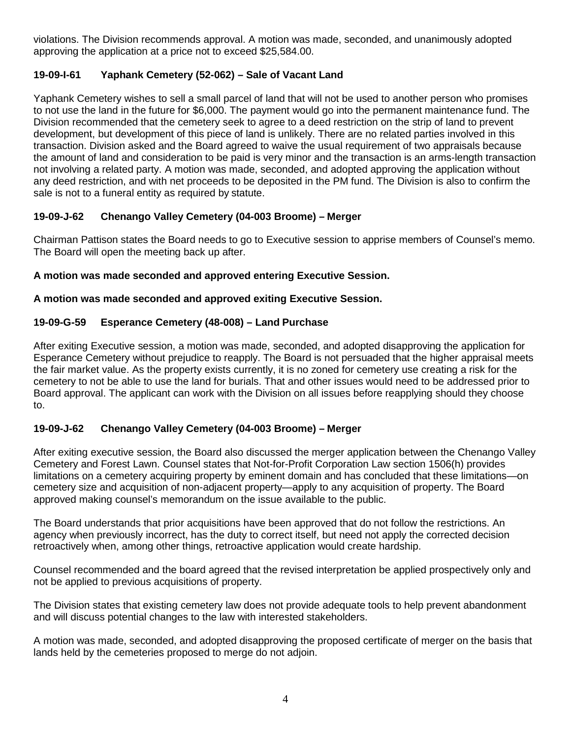violations. The Division recommends approval. A motion was made, seconded, and unanimously adopted approving the application at a price not to exceed $25,584.00.

**19-09-I-61 Yaphank Cemetery (52-062) – Sale of Vacant Land**

Yaphank Cemetery wishes to sell a small parcel of land that will not be used to another person who promises to not use the land in the future for $6,000. The payment would go into the permanent maintenance fund. The Division recommended that the cemetery seek to agree to a deed restriction on the strip of land to prevent development, but development of this piece of land is unlikely. There are no related parties involved in this transaction. Division asked and the Board agreed to waive the usual requirement of two appraisals because the amount of land and consideration to be paid is very minor and the transaction is an arms-length transaction not involving a related party. A motion was made, seconded, and adopted approving the application without any deed restriction, and with net proceeds to be deposited in the PM fund. The Division is also to confirm the sale is not to a funeral entity as required by statute.

**19-09-J-62 Chenango Valley Cemetery (04-003 Broome) – Merger**

Chairman Pattison states the Board needs to go to Executive session to apprise members of Counsel's memo. The Board will open the meeting back up after.

**A motion was made seconded and approved entering Executive Session.**

**A motion was made seconded and approved exiting Executive Session.**

**19-09-G-59 Esperance Cemetery (48-008) – Land Purchase**

After exiting Executive session, a motion was made, seconded, and adopted disapproving the application for Esperance Cemetery without prejudice to reapply. The Board is not persuaded that the higher appraisal meets the fair market value. As the property exists currently, it is no zoned for cemetery use creating a risk for the cemetery to not be able to use the land for burials. That and other issues would need to be addressed prior to Board approval. The applicant can work with the Division on all issues before reapplying should they choose to.

**19-09-J-62 Chenango Valley Cemetery (04-003 Broome) – Merger**

After exiting executive session, the Board also discussed the merger application between the Chenango Valley Cemetery and Forest Lawn. Counsel states that Not-for-Profit Corporation Law section 1506(h) provides limitations on a cemetery acquiring property by eminent domain and has concluded that these limitations—on cemetery size and acquisition of non-adjacent property—apply to any acquisition of property. The Board approved making counsel's memorandum on the issue available to the public.

The Board understands that prior acquisitions have been approved that do not follow the restrictions. An agency when previously incorrect, has the duty to correct itself, but need not apply the corrected decision retroactively when, among other things, retroactive application would create hardship.

Counsel recommended and the board agreed that the revised interpretation be applied prospectively only and not be applied to previous acquisitions of property.

The Division states that existing cemetery law does not provide adequate tools to help prevent abandonment and will discuss potential changes to the law with interested stakeholders.

A motion was made, seconded, and adopted disapproving the proposed certificate of merger on the basis that lands held by the cemeteries proposed to merge do not adjoin.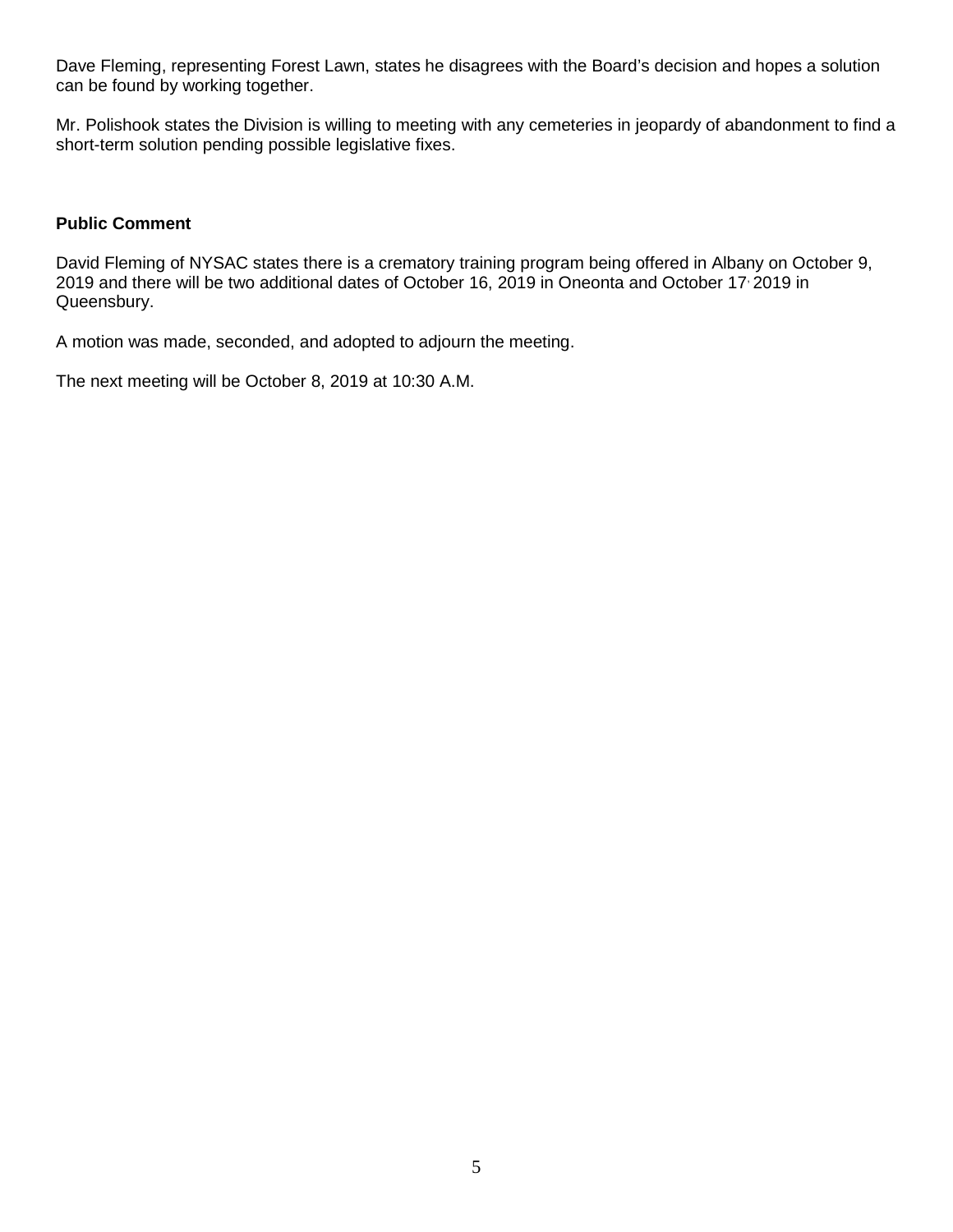Dave Fleming, representing Forest Lawn, states he disagrees with the Board's decision and hopes a solution can be found by working together.

Mr. Polishook states the Division is willing to meeting with any cemeteries in jeopardy of abandonment to find a short-term solution pending possible legislative fixes.

**Public Comment**

David Fleming of NYSAC states there is a crematory training program being offered in Albany on October 9, 2019 and there will be two additional dates of October 16, 2019 in Oneonta and October 17, 2019 in Queensbury.

A motion was made, seconded, and adopted to adjourn the meeting.

The next meeting will be October 8, 2019 at 10:30 A.M.